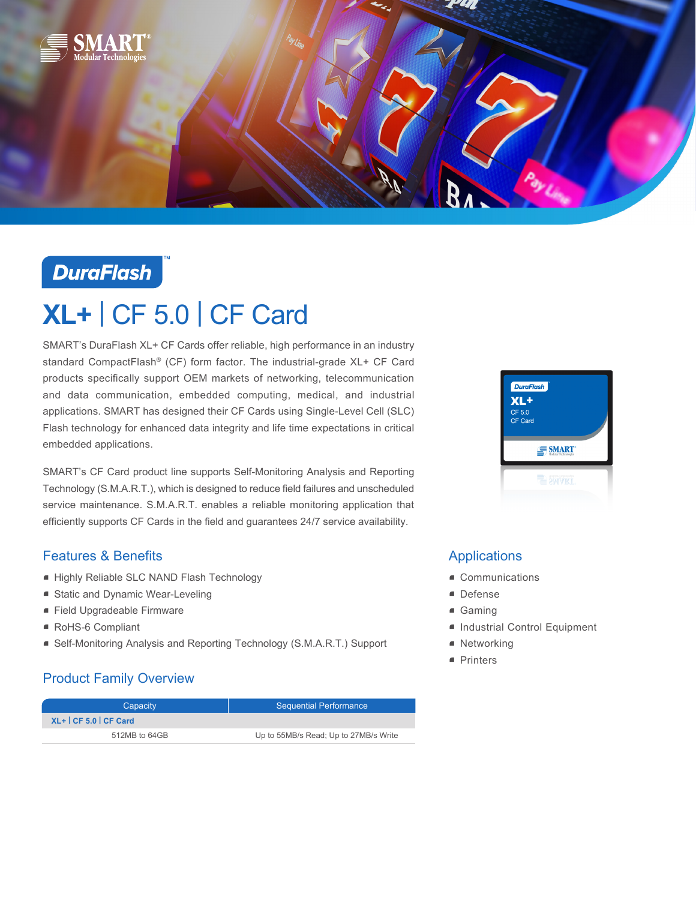DuraFlash™

# XL+ | CF 5.0 | CF Card

SMART's DuraFlash XL+ CF Cards offer reliable, high performance in an industry standard CompactFlash® (CF) form factor. The industrial-grade XL+ CF Card products specifically support OEM markets of networking, telecommunication and data communication, embedded computing, medical, and industrial applications. SMART has designed their CF Cards using Single-Level Cell (SLC) Flash technology for enhanced data integrity and life time expectations in critical embedded applications.

SMART's CF Card product line supports Self-Monitoring Analysis and Reporting Technology (S.M.A.R.T.), which is designed to reduce field failures and unscheduled service maintenance. S.M.A.R.T. enables a reliable monitoring application that efficiently supports CF Cards in the field and guarantees 24/7 service availability.

## Features & Benefits

- Highly Reliable SLC NAND Flash Technology
- Static and Dynamic Wear-Leveling
- Field Upgradeable Firmware
- RoHS-6 Compliant
- Self-Monitoring Analysis and Reporting Technology (S.M.A.R.T.) Support

## Applications

- Communications
- Defense
- Gaming
- Industrial Control Equipment
- Networking
- Printers

## Product Family Overview

| Capacity | Sequential Performance |
|---|---|
| **XL+ \| CF 5.0 \| CF Card** | |
| 512MB to 64GB | Up to 55MB/s Read; Up to 27MB/s Write |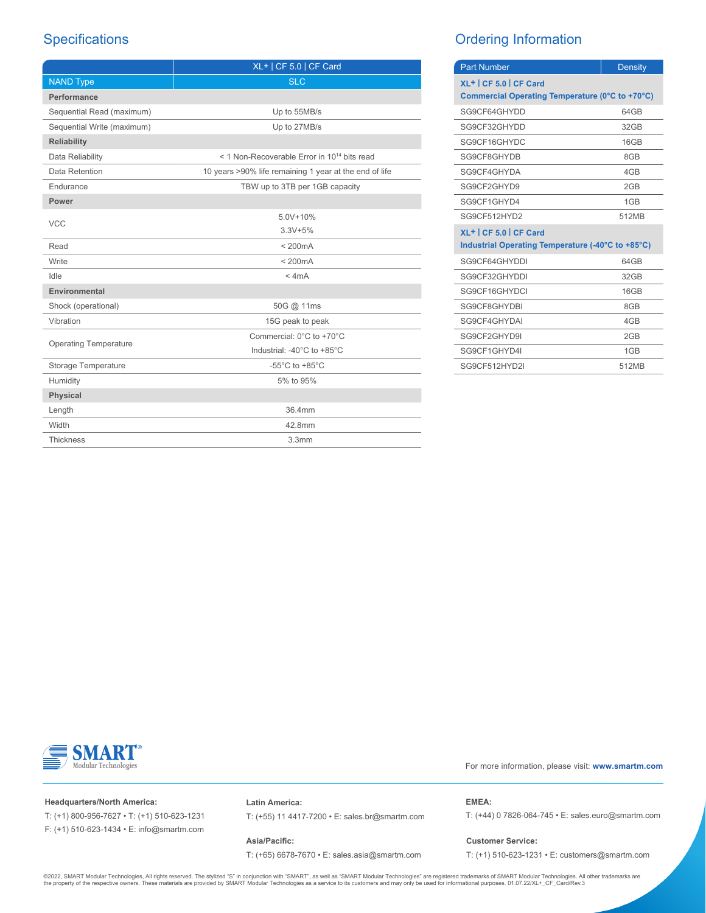## Specifications

| | XL+ \| CF 5.0 \| CF Card |
|---|---|
| NAND Type | SLC |
| **Performance** | |
| Sequential Read (maximum) | Up to 55MB/s |
| Sequential Write (maximum) | Up to 27MB/s |
| **Reliability** | |
| Data Reliability | < 1 Non-Recoverable Error in $10^{14}$ bits read |
| Data Retention | 10 years >90% life remaining 1 year at the end of life |
| Endurance | TBW up to 3TB per 1GB capacity |
| **Power** | |
| VCC | 5.0V+10%<br>3.3V+5% |
| Read | < 200mA |
| Write | < 200mA |
| Idle | < 4mA |
| **Environmental** | |
| Shock (operational) | 50G @ 11ms |
| Vibration | 15G peak to peak |
| Operating Temperature | Commercial: 0°C to +70°C<br>Industrial: -40°C to +85°C |
| Storage Temperature | -55°C to +85°C |
| Humidity | 5% to 95% |
| **Physical** | |
| Length | 36.4mm |
| Width | 42.8mm |
| Thickness | 3.3mm |

## Ordering Information

| Part Number | Density |
|---|---|
| **XL+ \| CF 5.0 \| CF Card<br>Commercial Operating Temperature (0°C to +70°C)** | |
| SG9CF64GHYDD | 64GB |
| SG9CF32GHYDD | 32GB |
| SG9CF16GHYDC | 16GB |
| SG9CF8GHYDB | 8GB |
| SG9CF4GHYDA | 4GB |
| SG9CF2GHYD9 | 2GB |
| SG9CF1GHYD4 | 1GB |
| SG9CF512HYD2 | 512MB |
| **XL+ \| CF 5.0 \| CF Card<br>Industrial Operating Temperature (-40°C to +85°C)** | |
| SG9CF64GHYDDI | 64GB |
| SG9CF32GHYDDI | 32GB |
| SG9CF16GHYDCI | 16GB |
| SG9CF8GHYDBI | 8GB |
| SG9CF4GHYDAI | 4GB |
| SG9CF2GHYD9I | 2GB |
| SG9CF1GHYD4I | 1GB |
| SG9CF512HYD2I | 512MB |

SMART® Modular Technologies

For more information, please visit: **www.smartm.com**

**Headquarters/North America:**
T: (+1) 800-956-7627 • T: (+1) 510-623-1231
F: (+1) 510-623-1434 • E: info@smartm.com

**Latin America:**
T: (+55) 11 4417-7200 • E: sales.br@smartm.com

**Asia/Pacific:**
T: (+65) 6678-7670 • E: sales.asia@smartm.com

**EMEA:**
T: (+44) 0 7826-064-745 • E: sales.euro@smartm.com

**Customer Service:**
T: (+1) 510-623-1231 • E: customers@smartm.com

©2022, SMART Modular Technologies, All rights reserved. The stylized "S" in conjunction with "SMART", as well as "SMART Modular Technologies" are registered trademarks of SMART Modular Technologies. All other trademarks are the property of the respective owners. These materials are provided by SMART Modular Technologies as a service to its customers and may only be used for informational purposes. 01.07.22/XL+_CF_Card/Rev.3